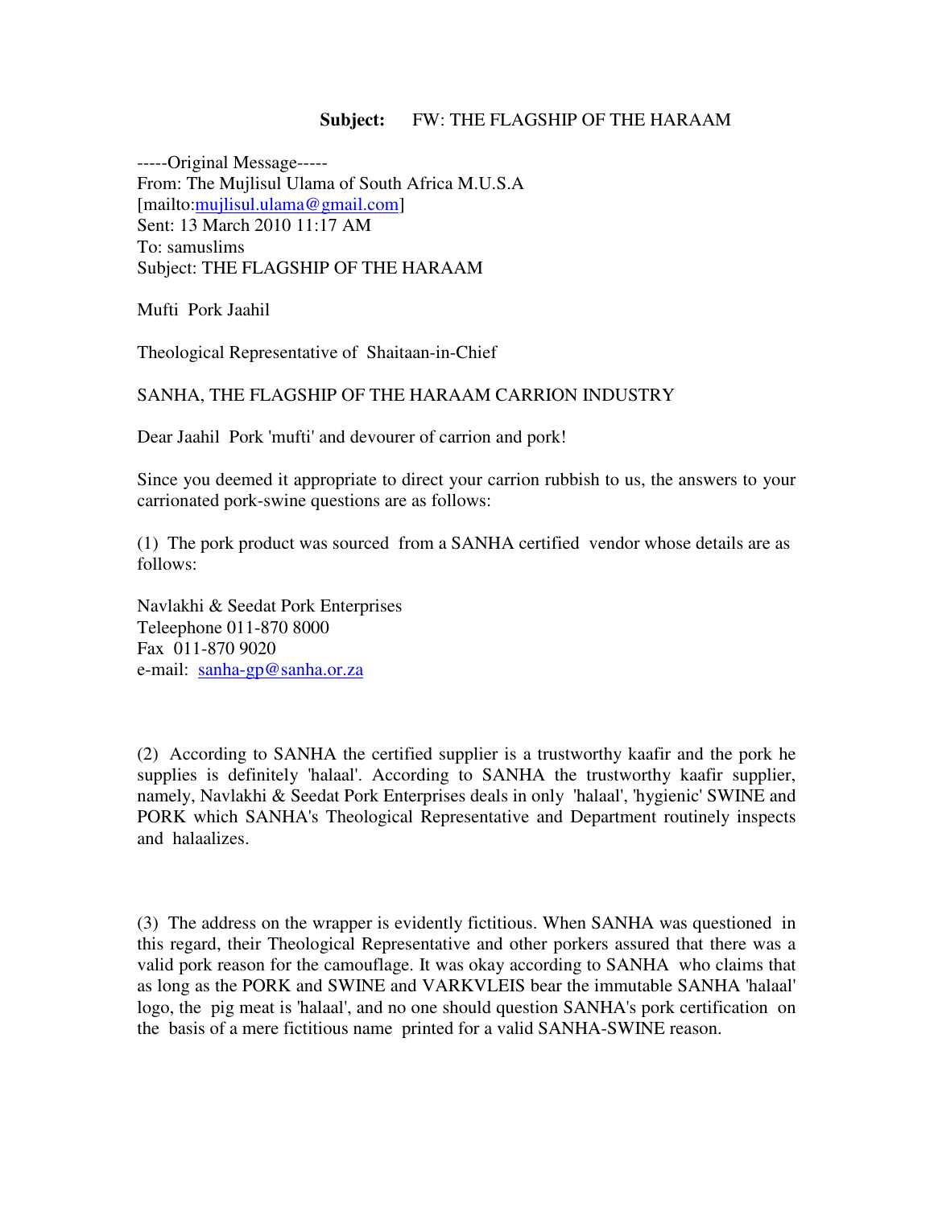**Subject:** FW: THE FLAGSHIP OF THE HARAAM

-----Original Message-----
From: The Mujlisul Ulama of South Africa M.U.S.A
[mailto:mujlisul.ulama@gmail.com]
Sent: 13 March 2010 11:17 AM
To: samuslims
Subject: THE FLAGSHIP OF THE HARAAM

Mufti Pork Jaahil

Theological Representative of Shaitaan-in-Chief

SANHA, THE FLAGSHIP OF THE HARAAM CARRION INDUSTRY

Dear Jaahil Pork 'mufti' and devourer of carrion and pork!

Since you deemed it appropriate to direct your carrion rubbish to us, the answers to your carrionated pork-swine questions are as follows:

(1) The pork product was sourced from a SANHA certified vendor whose details are as follows:

Navlakhi & Seedat Pork Enterprises
Teleephone 011-870 8000
Fax 011-870 9020
e-mail: sanha-gp@sanha.or.za

(2) According to SANHA the certified supplier is a trustworthy kaafir and the pork he supplies is definitely 'halaal'. According to SANHA the trustworthy kaafir supplier, namely, Navlakhi & Seedat Pork Enterprises deals in only 'halaal', 'hygienic' SWINE and PORK which SANHA's Theological Representative and Department routinely inspects and halaalizes.

(3) The address on the wrapper is evidently fictitious. When SANHA was questioned in this regard, their Theological Representative and other porkers assured that there was a valid pork reason for the camouflage. It was okay according to SANHA who claims that as long as the PORK and SWINE and VARKVLEIS bear the immutable SANHA 'halaal' logo, the pig meat is 'halaal', and no one should question SANHA's pork certification on the basis of a mere fictitious name printed for a valid SANHA-SWINE reason.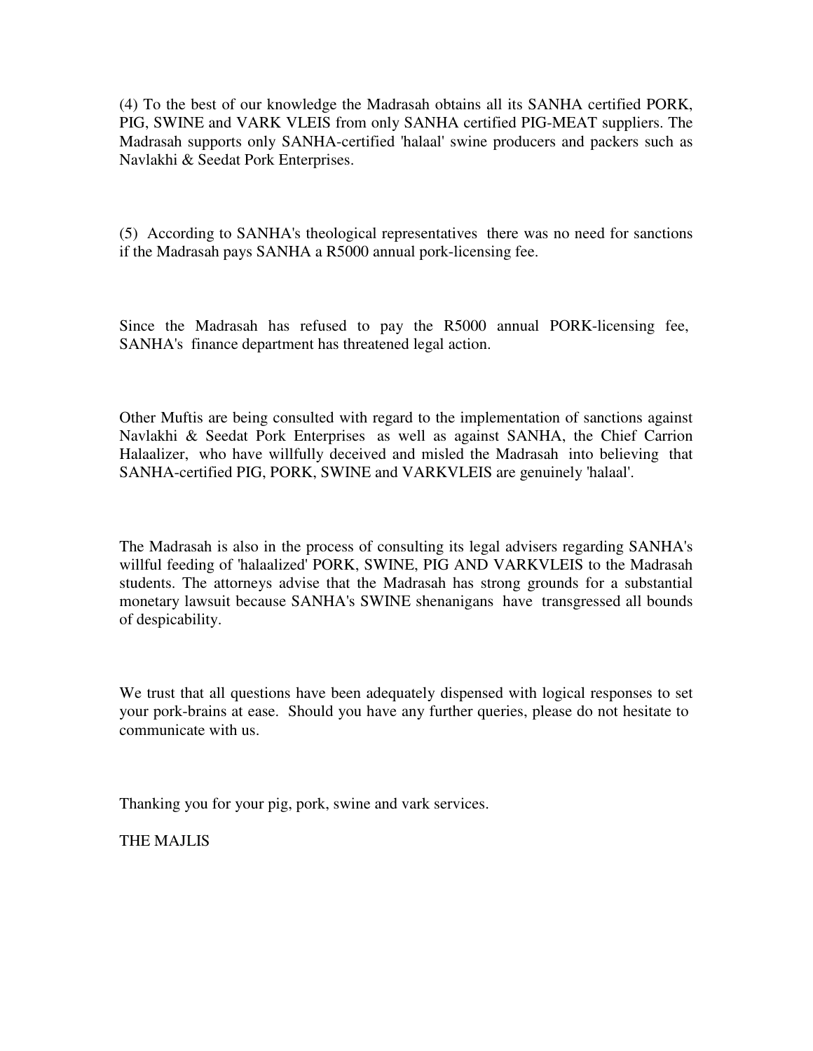(4) To the best of our knowledge the Madrasah obtains all its SANHA certified PORK, PIG, SWINE and VARK VLEIS from only SANHA certified PIG-MEAT suppliers. The Madrasah supports only SANHA-certified 'halaal' swine producers and packers such as Navlakhi & Seedat Pork Enterprises.

(5) According to SANHA's theological representatives there was no need for sanctions if the Madrasah pays SANHA a R5000 annual pork-licensing fee.

Since the Madrasah has refused to pay the R5000 annual PORK-licensing fee, SANHA's finance department has threatened legal action.

Other Muftis are being consulted with regard to the implementation of sanctions against Navlakhi & Seedat Pork Enterprises as well as against SANHA, the Chief Carrion Halaalizer, who have willfully deceived and misled the Madrasah into believing that SANHA-certified PIG, PORK, SWINE and VARKVLEIS are genuinely 'halaal'.

The Madrasah is also in the process of consulting its legal advisers regarding SANHA's willful feeding of 'halaalized' PORK, SWINE, PIG AND VARKVLEIS to the Madrasah students. The attorneys advise that the Madrasah has strong grounds for a substantial monetary lawsuit because SANHA's SWINE shenanigans have transgressed all bounds of despicability.

We trust that all questions have been adequately dispensed with logical responses to set your pork-brains at ease. Should you have any further queries, please do not hesitate to communicate with us.

Thanking you for your pig, pork, swine and vark services.

THE MAJLIS